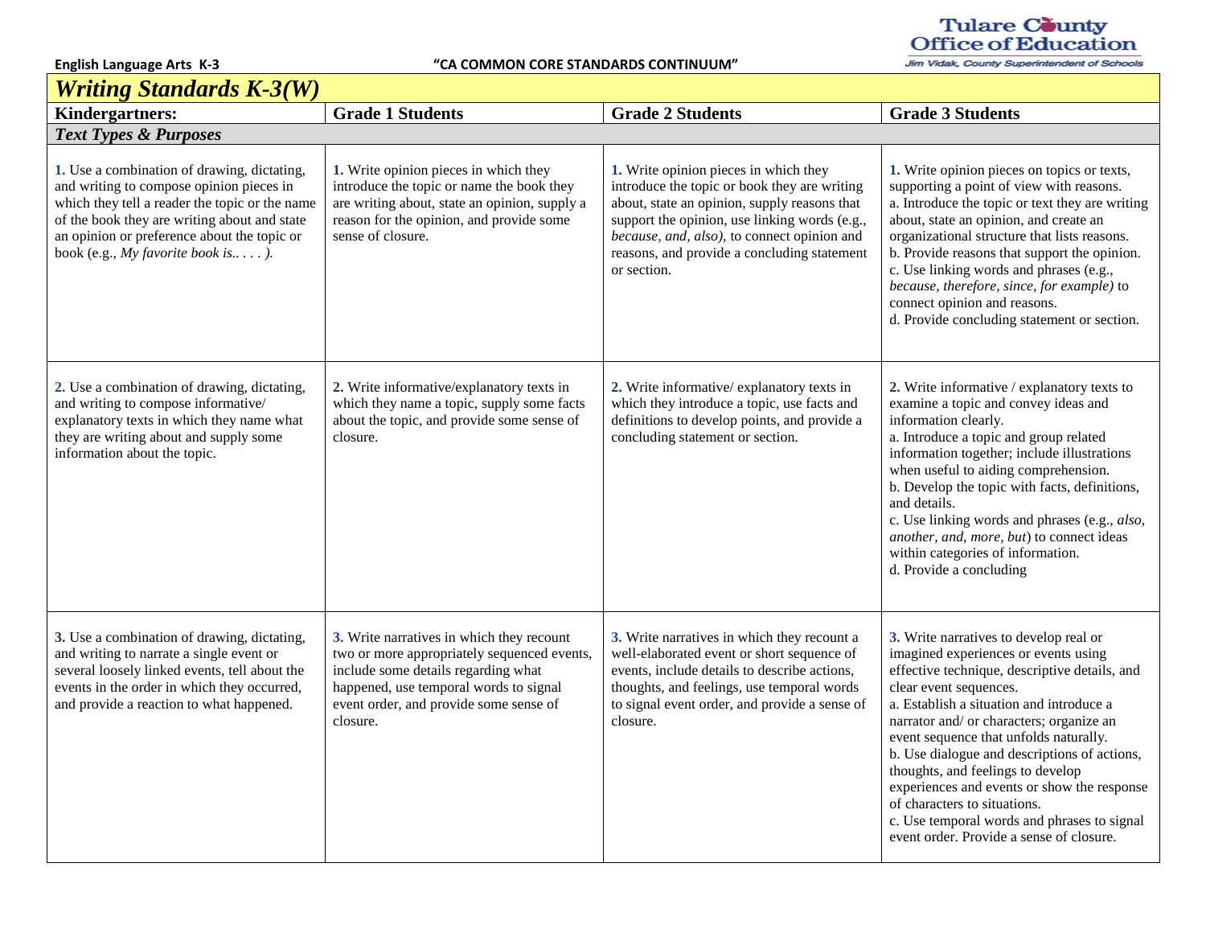English Language Arts K-3 "CA COMMON CORE STANDARDS CONTINUUM"

Tulare County Office of Education
Jim Vidak, County Superintendent of Schools

# Writing Standards K-3(W)

| Kindergartners: | Grade 1 Students | Grade 2 Students | Grade 3 Students |
|---|---|---|---|
| ***Text Types & Purposes*** | | | |
| **1.** Use a combination of drawing, dictating, and writing to compose opinion pieces in which they tell a reader the topic or the name of the book they are writing about and state an opinion or preference about the topic or book (e.g., *My favorite book is.. . . . ).* | **1.** Write opinion pieces in which they introduce the topic or name the book they are writing about, state an opinion, supply a reason for the opinion, and provide some sense of closure. | **1.** Write opinion pieces in which they introduce the topic or book they are writing about, state an opinion, supply reasons that support the opinion, use linking words (e.g., *because, and, also),* to connect opinion and reasons, and provide a concluding statement or section. | **1.** Write opinion pieces on topics or texts, supporting a point of view with reasons.<br>a. Introduce the topic or text they are writing about, state an opinion, and create an organizational structure that lists reasons.<br>b. Provide reasons that support the opinion.<br>c. Use linking words and phrases (e.g., *because, therefore, since, for example)* to connect opinion and reasons.<br>d. Provide concluding statement or section. |
| **2.** Use a combination of drawing, dictating, and writing to compose informative/ explanatory texts in which they name what they are writing about and supply some information about the topic. | **2.** Write informative/explanatory texts in which they name a topic, supply some facts about the topic, and provide some sense of closure. | **2.** Write informative/ explanatory texts in which they introduce a topic, use facts and definitions to develop points, and provide a concluding statement or section. | **2.** Write informative / explanatory texts to examine a topic and convey ideas and information clearly.<br>a. Introduce a topic and group related information together; include illustrations when useful to aiding comprehension.<br>b. Develop the topic with facts, definitions, and details.<br>c. Use linking words and phrases (e.g., *also, another, and, more, but*) to connect ideas within categories of information.<br>d. Provide a concluding |
| **3.** Use a combination of drawing, dictating, and writing to narrate a single event or several loosely linked events, tell about the events in the order in which they occurred, and provide a reaction to what happened. | **3.** Write narratives in which they recount two or more appropriately sequenced events, include some details regarding what happened, use temporal words to signal event order, and provide some sense of closure. | **3.** Write narratives in which they recount a well-elaborated event or short sequence of events, include details to describe actions, thoughts, and feelings, use temporal words to signal event order, and provide a sense of closure. | **3.** Write narratives to develop real or imagined experiences or events using effective technique, descriptive details, and clear event sequences.<br>a. Establish a situation and introduce a narrator and/ or characters; organize an event sequence that unfolds naturally.<br>b. Use dialogue and descriptions of actions, thoughts, and feelings to develop experiences and events or show the response of characters to situations.<br>c. Use temporal words and phrases to signal event order. Provide a sense of closure. |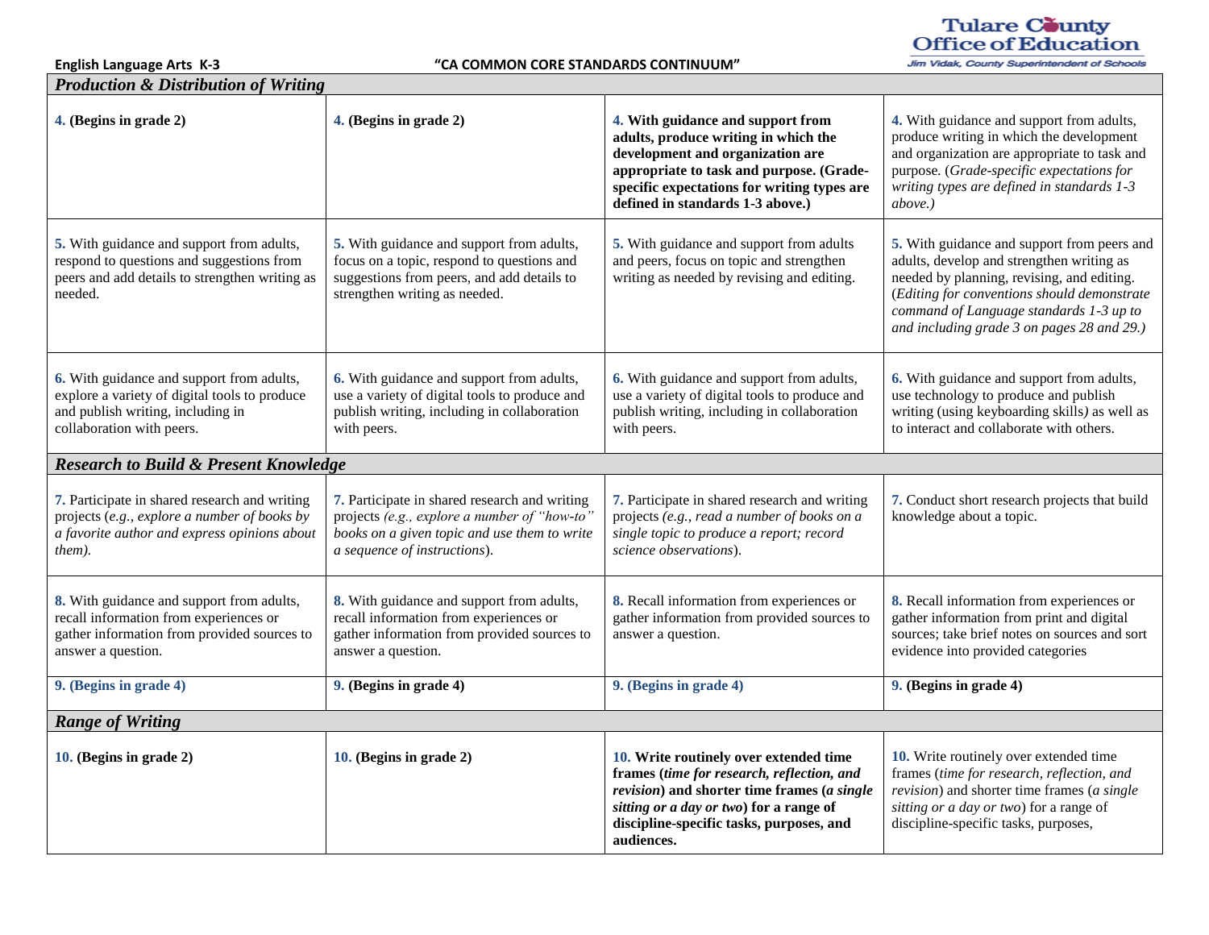| | | | |
|---|---|---|---|
| ***Production & Distribution of Writing*** | | | |
| **4. (Begins in grade 2)** | **4. (Begins in grade 2)** | **4. With guidance and support from adults, produce writing in which the development and organization are appropriate to task and purpose. (Grade-specific expectations for writing types are defined in standards 1-3 above.)** | 4. With guidance and support from adults, produce writing in which the development and organization are appropriate to task and purpose. (*Grade-specific expectations for writing types are defined in standards 1-3 above.)* |
| 5. With guidance and support from adults, respond to questions and suggestions from peers and add details to strengthen writing as needed. | 5. With guidance and support from adults, focus on a topic, respond to questions and suggestions from peers, and add details to strengthen writing as needed. | 5. With guidance and support from adults and peers, focus on topic and strengthen writing as needed by revising and editing. | 5. With guidance and support from peers and adults, develop and strengthen writing as needed by planning, revising, and editing. (*Editing for conventions should demonstrate command of Language standards 1-3 up to and including grade 3 on pages 28 and 29.)* |
| 6. With guidance and support from adults, explore a variety of digital tools to produce and publish writing, including in collaboration with peers. | 6. With guidance and support from adults, use a variety of digital tools to produce and publish writing, including in collaboration with peers. | 6. With guidance and support from adults, use a variety of digital tools to produce and publish writing, including in collaboration with peers. | 6. With guidance and support from adults, use technology to produce and publish writing (using keyboarding skills*)* as well as to interact and collaborate with others. |
| ***Research to Build & Present Knowledge*** | | | |
| 7. Participate in shared research and writing projects (*e.g., explore a number of books by a favorite author and express opinions about them).* | 7. Participate in shared research and writing projects *(e.g., explore a number of "how-to" books on a given topic and use them to write a sequence of instructions*). | 7. Participate in shared research and writing projects (*e.g., read a number of books on a single topic to produce a report; record science observations*). | 7. Conduct short research projects that build knowledge about a topic. |
| 8. With guidance and support from adults, recall information from experiences or gather information from provided sources to answer a question. | 8. With guidance and support from adults, recall information from experiences or gather information from provided sources to answer a question. | 8. Recall information from experiences or gather information from provided sources to answer a question. | 8. Recall information from experiences or gather information from print and digital sources; take brief notes on sources and sort evidence into provided categories |
| **9. (Begins in grade 4)** | **9. (Begins in grade 4)** | **9. (Begins in grade 4)** | **9. (Begins in grade 4)** |
| ***Range of Writing*** | | | |
| **10. (Begins in grade 2)** | **10. (Begins in grade 2)** | **10. Write routinely over extended time frames (*time for research, reflection, and revision*) and shorter time frames (*a single sitting or a day or two*) for a range of discipline-specific tasks, purposes, and audiences.** | 10. Write routinely over extended time frames (*time for research, reflection, and revision*) and shorter time frames (*a single sitting or a day or two*) for a range of discipline-specific tasks, purposes, |